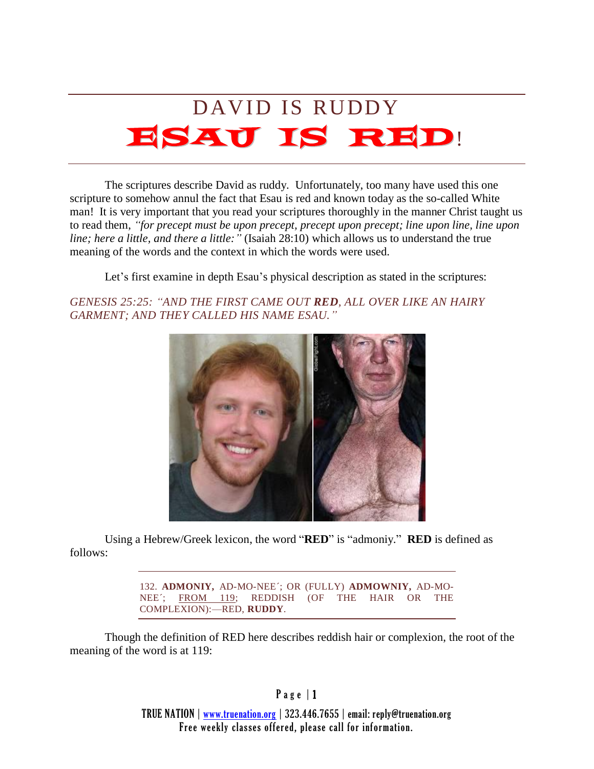# DAVID IS RUDDY
# ESAU IS RED!

The scriptures describe David as ruddy. Unfortunately, too many have used this one scripture to somehow annul the fact that Esau is red and known today as the so-called White man! It is very important that you read your scriptures thoroughly in the manner Christ taught us to read them, *"for precept must be upon precept, precept upon precept; line upon line, line upon line; here a little, and there a little:"* (Isaiah 28:10) which allows us to understand the true meaning of the words and the context in which the words were used.

Let's first examine in depth Esau's physical description as stated in the scriptures:

*GENESIS 25:25: "AND THE FIRST CAME OUT **RED**, ALL OVER LIKE AN HAIRY GARMENT; AND THEY CALLED HIS NAME ESAU."*

Using a Hebrew/Greek lexicon, the word "**RED**" is "admoniy." **RED** is defined as follows:

> 132. **ADMONIY,** AD-MO-NEE´; OR (FULLY) **ADMOWNIY,** AD-MO-NEE´; FROM 119; REDDISH (OF THE HAIR OR THE COMPLEXION):—RED, **RUDDY**.

Though the definition of RED here describes reddish hair or complexion, the root of the meaning of the word is at 119:

TRUE NATION | www.truenation.org | 323.446.7655 | email: reply@truenation.org
Free weekly classes offered, please call for information.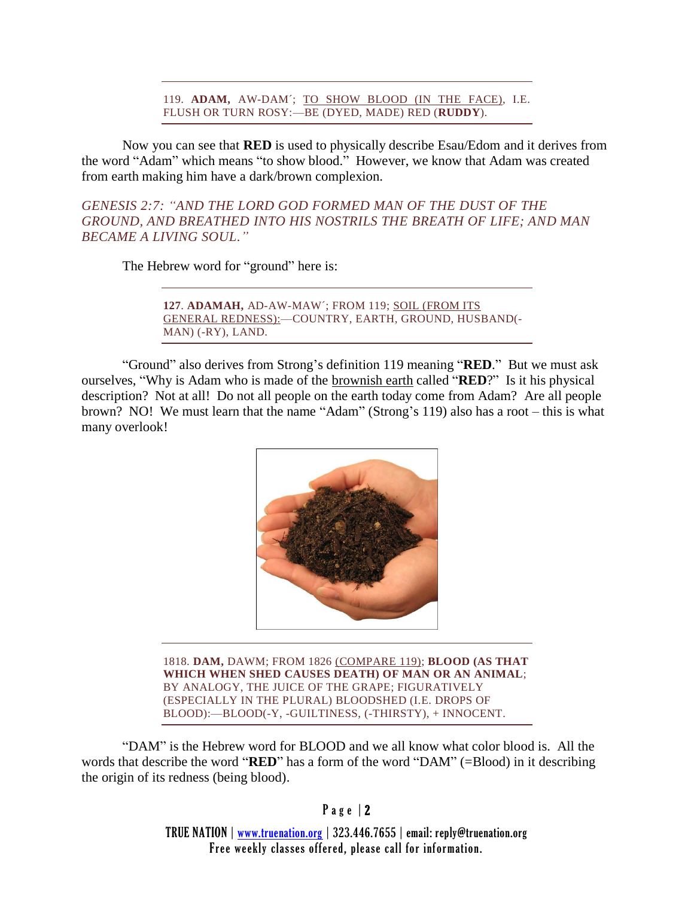119. **ADAM,** AW-DAM´; <u>TO SHOW BLOOD (IN THE FACE)</u>, I.E. FLUSH OR TURN ROSY:—BE (DYED, MADE) RED (**RUDDY**).

Now you can see that **RED** is used to physically describe Esau/Edom and it derives from the word "Adam" which means "to show blood." However, we know that Adam was created from earth making him have a dark/brown complexion.

*GENESIS 2:7: "AND THE LORD GOD FORMED MAN OF THE DUST OF THE GROUND, AND BREATHED INTO HIS NOSTRILS THE BREATH OF LIFE; AND MAN BECAME A LIVING SOUL."*

The Hebrew word for "ground" here is:

**127**. **ADAMAH,** AD-AW-MAW´; FROM 119; <u>SOIL (FROM ITS GENERAL REDNESS):</u>—COUNTRY, EARTH, GROUND, HUSBAND(-MAN) (-RY), LAND.

"Ground" also derives from Strong's definition 119 meaning "**RED**." But we must ask ourselves, "Why is Adam who is made of the <u>brownish earth</u> called "**RED**?" Is it his physical description? Not at all! Do not all people on the earth today come from Adam? Are all people brown? NO! We must learn that the name "Adam" (Strong's 119) also has a root – this is what many overlook!

1818. **DAM,** DAWM; FROM 1826 <u>(COMPARE 119)</u>; **BLOOD (AS THAT WHICH WHEN SHED CAUSES DEATH) OF MAN OR AN ANIMAL**; BY ANALOGY, THE JUICE OF THE GRAPE; FIGURATIVELY (ESPECIALLY IN THE PLURAL) BLOODSHED (I.E. DROPS OF BLOOD):—BLOOD(-Y, -GUILTINESS, (-THIRSTY), + INNOCENT.

"DAM" is the Hebrew word for BLOOD and we all know what color blood is. All the words that describe the word "**RED**" has a form of the word "DAM" (=Blood) in it describing the origin of its redness (being blood).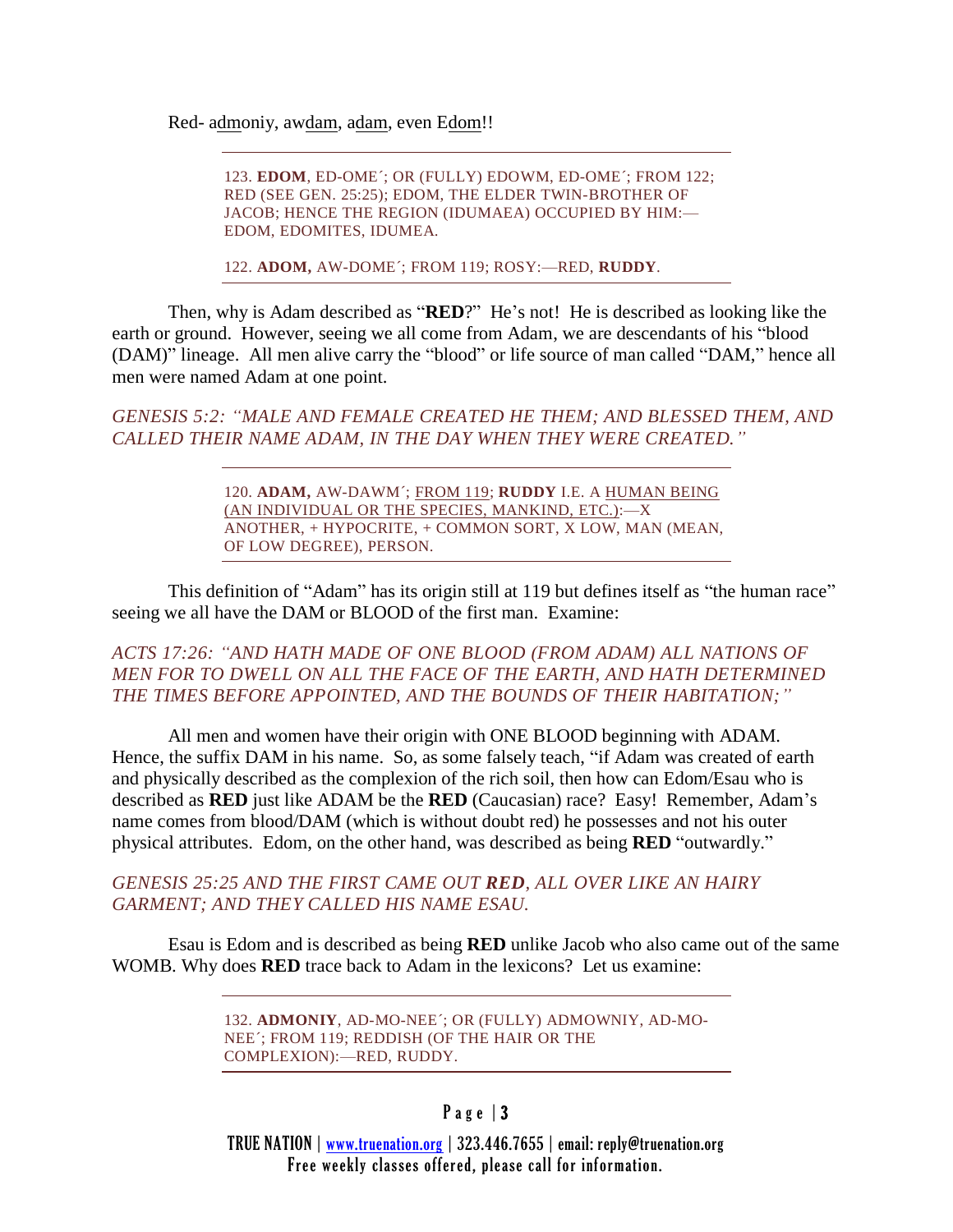Red- admoniy, awdam, adam, even Edom!!

---

123. **EDOM**, ED-OME´; OR (FULLY) EDOWM, ED-OME´; FROM 122; RED (SEE GEN. 25:25); EDOM, THE ELDER TWIN-BROTHER OF JACOB; HENCE THE REGION (IDUMAEA) OCCUPIED BY HIM:—EDOM, EDOMITES, IDUMEA.

122. **ADOM,** AW-DOME´; FROM 119; ROSY:—RED, **RUDDY**.

---

Then, why is Adam described as "**RED**?" He's not! He is described as looking like the earth or ground. However, seeing we all come from Adam, we are descendants of his "blood (DAM)" lineage. All men alive carry the "blood" or life source of man called "DAM," hence all men were named Adam at one point.

*GENESIS 5:2: "MALE AND FEMALE CREATED HE THEM; AND BLESSED THEM, AND CALLED THEIR NAME ADAM, IN THE DAY WHEN THEY WERE CREATED."*

---

120. **ADAM,** AW-DAWM´; FROM 119; **RUDDY** I.E. A HUMAN BEING (AN INDIVIDUAL OR THE SPECIES, MANKIND, ETC.):—X ANOTHER, + HYPOCRITE, + COMMON SORT, X LOW, MAN (MEAN, OF LOW DEGREE), PERSON.

---

This definition of "Adam" has its origin still at 119 but defines itself as "the human race" seeing we all have the DAM or BLOOD of the first man. Examine:

*ACTS 17:26: "AND HATH MADE OF ONE BLOOD (FROM ADAM) ALL NATIONS OF MEN FOR TO DWELL ON ALL THE FACE OF THE EARTH, AND HATH DETERMINED THE TIMES BEFORE APPOINTED, AND THE BOUNDS OF THEIR HABITATION;"*

All men and women have their origin with ONE BLOOD beginning with ADAM. Hence, the suffix DAM in his name. So, as some falsely teach, "if Adam was created of earth and physically described as the complexion of the rich soil, then how can Edom/Esau who is described as **RED** just like ADAM be the **RED** (Caucasian) race? Easy! Remember, Adam's name comes from blood/DAM (which is without doubt red) he possesses and not his outer physical attributes. Edom, on the other hand, was described as being **RED** "outwardly."

*GENESIS 25:25 AND THE FIRST CAME OUT **RED**, ALL OVER LIKE AN HAIRY GARMENT; AND THEY CALLED HIS NAME ESAU.*

Esau is Edom and is described as being **RED** unlike Jacob who also came out of the same WOMB. Why does **RED** trace back to Adam in the lexicons? Let us examine:

---

132. **ADMONIY**, AD-MO-NEE´; OR (FULLY) ADMOWNIY, AD-MO-NEE´; FROM 119; REDDISH (OF THE HAIR OR THE COMPLEXION):—RED, RUDDY.

---

TRUE NATION | www.truenation.org | 323.446.7655 | email: reply@truenation.org
Free weekly classes offered, please call for information.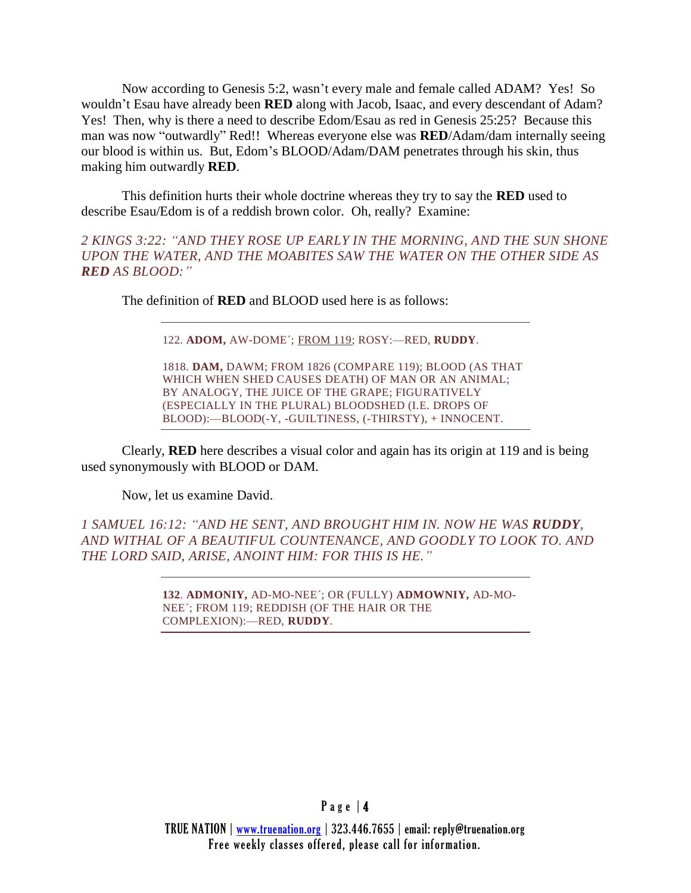Now according to Genesis 5:2, wasn't every male and female called ADAM? Yes! So wouldn't Esau have already been **RED** along with Jacob, Isaac, and every descendant of Adam? Yes! Then, why is there a need to describe Edom/Esau as red in Genesis 25:25? Because this man was now "outwardly" Red!! Whereas everyone else was **RED**/Adam/dam internally seeing our blood is within us. But, Edom's BLOOD/Adam/DAM penetrates through his skin, thus making him outwardly **RED**.

This definition hurts their whole doctrine whereas they try to say the **RED** used to describe Esau/Edom is of a reddish brown color. Oh, really? Examine:

*2 KINGS 3:22: "AND THEY ROSE UP EARLY IN THE MORNING, AND THE SUN SHONE UPON THE WATER, AND THE MOABITES SAW THE WATER ON THE OTHER SIDE AS **RED** AS BLOOD:"*

The definition of **RED** and BLOOD used here is as follows:

---

122. **ADOM,** AW-DOME´; FROM 119; ROSY:—RED, **RUDDY**.

1818. **DAM,** DAWM; FROM 1826 (COMPARE 119); BLOOD (AS THAT WHICH WHEN SHED CAUSES DEATH) OF MAN OR AN ANIMAL; BY ANALOGY, THE JUICE OF THE GRAPE; FIGURATIVELY (ESPECIALLY IN THE PLURAL) BLOODSHED (I.E. DROPS OF BLOOD):—BLOOD(-Y, -GUILTINESS, (-THIRSTY), + INNOCENT.

---

Clearly, **RED** here describes a visual color and again has its origin at 119 and is being used synonymously with BLOOD or DAM.

Now, let us examine David.

*1 SAMUEL 16:12: "AND HE SENT, AND BROUGHT HIM IN. NOW HE WAS **RUDDY**, AND WITHAL OF A BEAUTIFUL COUNTENANCE, AND GOODLY TO LOOK TO. AND THE LORD SAID, ARISE, ANOINT HIM: FOR THIS IS HE."*

---

**132**. **ADMONIY,** AD-MO-NEE´; OR (FULLY) **ADMOWNIY,** AD-MO-NEE´; FROM 119; REDDISH (OF THE HAIR OR THE COMPLEXION):—RED, **RUDDY**.

---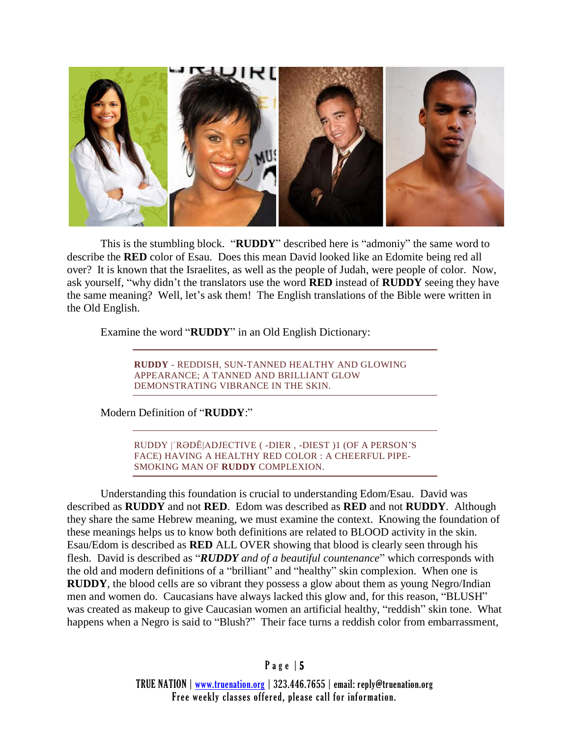This is the stumbling block. "**RUDDY**" described here is "admoniy" the same word to describe the **RED** color of Esau. Does this mean David looked like an Edomite being red all over? It is known that the Israelites, as well as the people of Judah, were people of color. Now, ask yourself, "why didn't the translators use the word **RED** instead of **RUDDY** seeing they have the same meaning? Well, let's ask them! The English translations of the Bible were written in the Old English.

Examine the word "**RUDDY**" in an Old English Dictionary:

> **RUDDY** - REDDISH, SUN-TANNED HEALTHY AND GLOWING APPEARANCE; A TANNED AND BRILLIANT GLOW DEMONSTRATING VIBRANCE IN THE SKIN.

Modern Definition of "**RUDDY**:"

> RUDDY |ˈRƏDĒ|ADJECTIVE ( -DIER , -DIEST )1 (OF A PERSON'S FACE) HAVING A HEALTHY RED COLOR : A CHEERFUL PIPE-SMOKING MAN OF **RUDDY** COMPLEXION.

Understanding this foundation is crucial to understanding Edom/Esau. David was described as **RUDDY** and not **RED**. Edom was described as **RED** and not **RUDDY**. Although they share the same Hebrew meaning, we must examine the context. Knowing the foundation of these meanings helps us to know both definitions are related to BLOOD activity in the skin. Esau/Edom is described as **RED** ALL OVER showing that blood is clearly seen through his flesh. David is described as "***RUDDY** and of a beautiful countenance*" which corresponds with the old and modern definitions of a "brilliant" and "healthy" skin complexion. When one is **RUDDY**, the blood cells are so vibrant they possess a glow about them as young Negro/Indian men and women do. Caucasians have always lacked this glow and, for this reason, "BLUSH" was created as makeup to give Caucasian women an artificial healthy, "reddish" skin tone. What happens when a Negro is said to "Blush?" Their face turns a reddish color from embarrassment,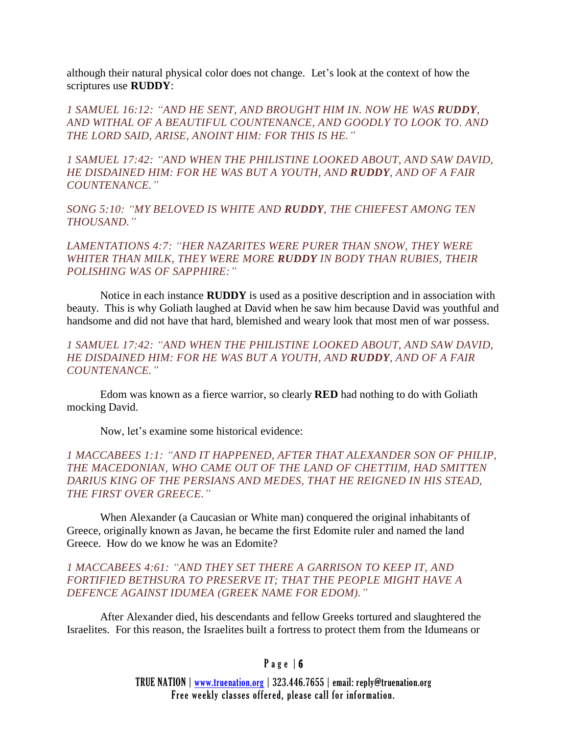although their natural physical color does not change. Let's look at the context of how the scriptures use **RUDDY**:

*1 SAMUEL 16:12: "AND HE SENT, AND BROUGHT HIM IN. NOW HE WAS* ***RUDDY****, AND WITHAL OF A BEAUTIFUL COUNTENANCE, AND GOODLY TO LOOK TO. AND THE LORD SAID, ARISE, ANOINT HIM: FOR THIS IS HE."*

*1 SAMUEL 17:42: "AND WHEN THE PHILISTINE LOOKED ABOUT, AND SAW DAVID, HE DISDAINED HIM: FOR HE WAS BUT A YOUTH, AND* ***RUDDY****, AND OF A FAIR COUNTENANCE."*

*SONG 5:10: "MY BELOVED IS WHITE AND* ***RUDDY****, THE CHIEFEST AMONG TEN THOUSAND."*

*LAMENTATIONS 4:7: "HER NAZARITES WERE PURER THAN SNOW, THEY WERE WHITER THAN MILK, THEY WERE MORE* ***RUDDY*** *IN BODY THAN RUBIES, THEIR POLISHING WAS OF SAPPHIRE:"*

Notice in each instance **RUDDY** is used as a positive description and in association with beauty. This is why Goliath laughed at David when he saw him because David was youthful and handsome and did not have that hard, blemished and weary look that most men of war possess.

*1 SAMUEL 17:42: "AND WHEN THE PHILISTINE LOOKED ABOUT, AND SAW DAVID, HE DISDAINED HIM: FOR HE WAS BUT A YOUTH, AND* ***RUDDY****, AND OF A FAIR COUNTENANCE."*

Edom was known as a fierce warrior, so clearly **RED** had nothing to do with Goliath mocking David.

Now, let's examine some historical evidence:

*1 MACCABEES 1:1: "AND IT HAPPENED, AFTER THAT ALEXANDER SON OF PHILIP, THE MACEDONIAN, WHO CAME OUT OF THE LAND OF CHETTIIM, HAD SMITTEN DARIUS KING OF THE PERSIANS AND MEDES, THAT HE REIGNED IN HIS STEAD, THE FIRST OVER GREECE."*

When Alexander (a Caucasian or White man) conquered the original inhabitants of Greece, originally known as Javan, he became the first Edomite ruler and named the land Greece. How do we know he was an Edomite?

*1 MACCABEES 4:61: "AND THEY SET THERE A GARRISON TO KEEP IT, AND FORTIFIED BETHSURA TO PRESERVE IT; THAT THE PEOPLE MIGHT HAVE A DEFENCE AGAINST IDUMEA (GREEK NAME FOR EDOM)."*

After Alexander died, his descendants and fellow Greeks tortured and slaughtered the Israelites. For this reason, the Israelites built a fortress to protect them from the Idumeans or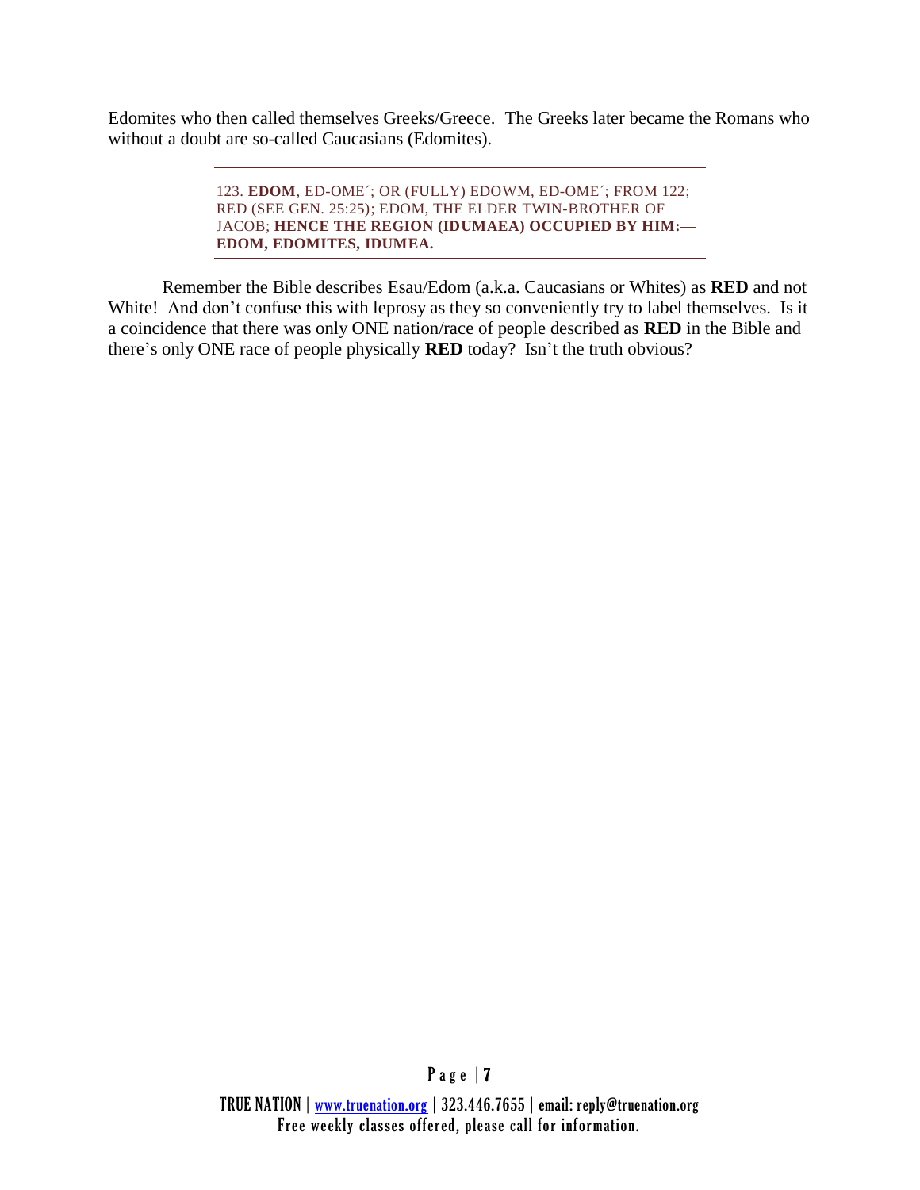Edomites who then called themselves Greeks/Greece. The Greeks later became the Romans who without a doubt are so-called Caucasians (Edomites).

---

123. **EDOM**, ED-OME´; OR (FULLY) EDOWM, ED-OME´; FROM 122; RED (SEE GEN. 25:25); EDOM, THE ELDER TWIN-BROTHER OF JACOB; **HENCE THE REGION (IDUMAEA) OCCUPIED BY HIM:— EDOM, EDOMITES, IDUMEA.**

---

Remember the Bible describes Esau/Edom (a.k.a. Caucasians or Whites) as **RED** and not White! And don't confuse this with leprosy as they so conveniently try to label themselves. Is it a coincidence that there was only ONE nation/race of people described as **RED** in the Bible and there's only ONE race of people physically **RED** today? Isn't the truth obvious?